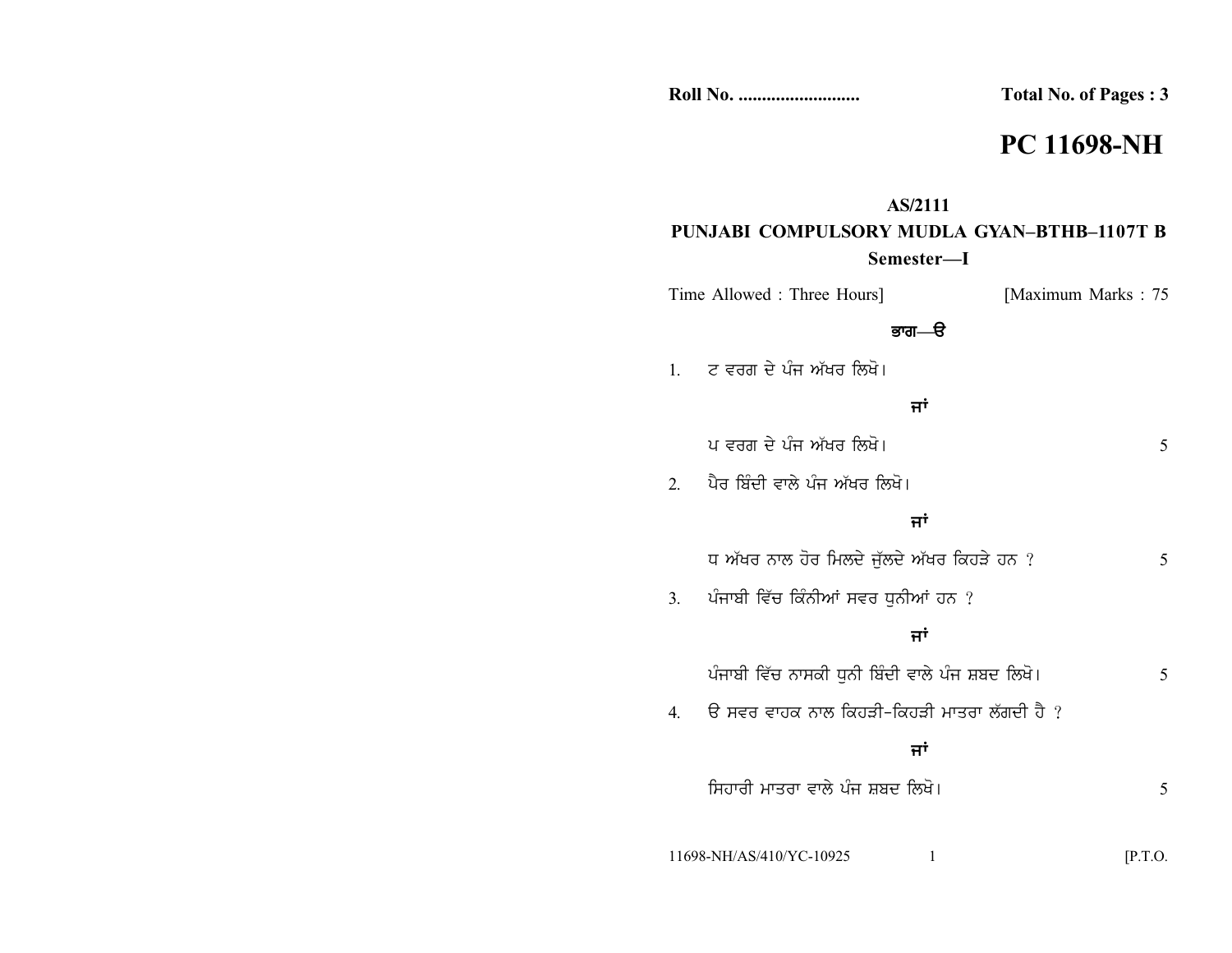Roll No. .......................... Total No. of Pages : 3

# PC 11698-NH

## AS/2111

## PUNJABI COMPULSORY MUDLA GYAN–BTHB–1107T B

### Semester—I

Time Allowed : Three Hours] [Maximum Marks : 75

### ਭਾਗ—ੳ

1. ਟ ਵਰਗ ਦੇ ਪੰਜ ਅੱਖਰ ਲਿਖੋ।

   **ਜਾਂ**

   ਪ ਵਰਗ ਦੇ ਪੰਜ ਅੱਖਰ ਲਿਖੋ। 5

2. ਪੈਰ ਬਿੰਦੀ ਵਾਲੇ ਪੰਜ ਅੱਖਰ ਲਿਖੋ।

   **ਜਾਂ**

   ਧ ਅੱਖਰ ਨਾਲ ਹੋਰ ਮਿਲਦੇ ਜੁੱਲਦੇ ਅੱਖਰ ਕਿਹੜੇ ਹਨ ? 5

3. ਪੰਜਾਬੀ ਵਿੱਚ ਕਿੰਨੀਆਂ ਸਵਰ ਧੁਨੀਆਂ ਹਨ ?

   **ਜਾਂ**

   ਪੰਜਾਬੀ ਵਿੱਚ ਨਾਸਕੀ ਧੁਨੀ ਬਿੰਦੀ ਵਾਲੇ ਪੰਜ ਸ਼ਬਦ ਲਿਖੋ। 5

4. ੳ ਸਵਰ ਵਾਹਕ ਨਾਲ ਕਿਹੜੀ-ਕਿਹੜੀ ਮਾਤਰਾ ਲੱਗਦੀ ਹੈ ?

   **ਜਾਂ**

   ਸਿਹਾਰੀ ਮਾਤਰਾ ਵਾਲੇ ਪੰਜ ਸ਼ਬਦ ਲਿਖੋ। 5

11698-NH/AS/410/YC-10925 [P.T.O.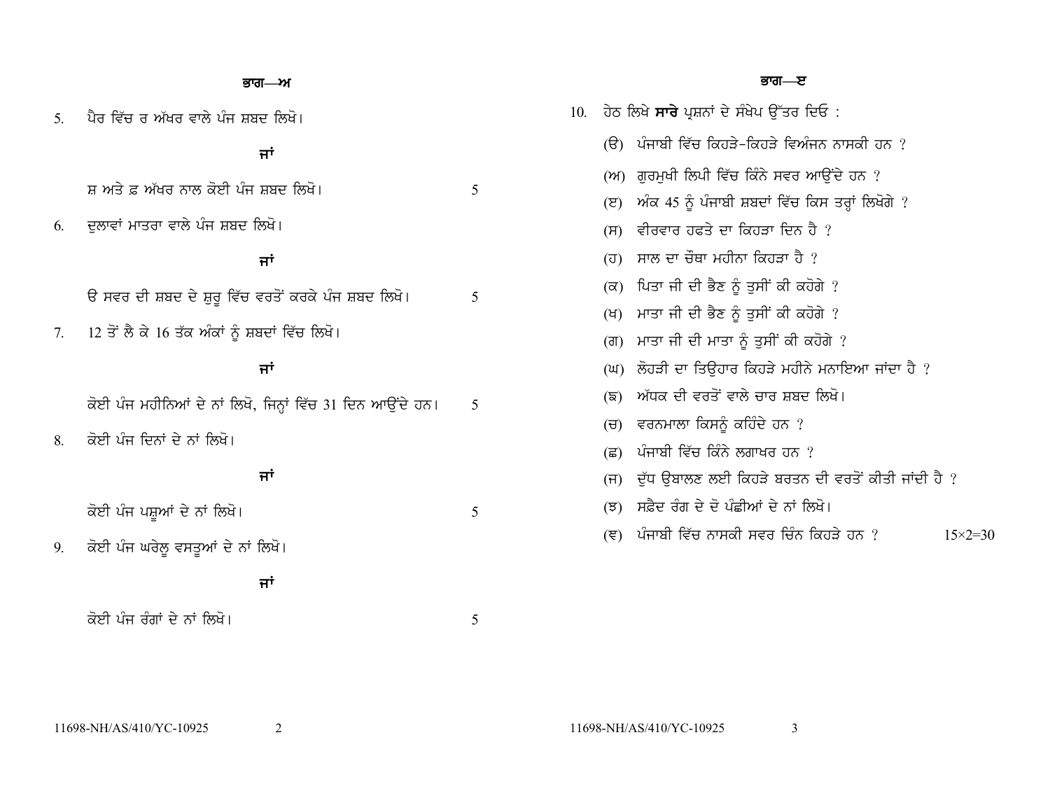### ਭਾਗ—ਅ

5. ਪੈਰ ਵਿੱਚ ਰ ਅੱਖਰ ਵਾਲੇ ਪੰਜ ਸ਼ਬਦ ਲਿਖੋ।

**ਜਾਂ**

ਸ਼ ਅਤੇ ਫ਼ ਅੱਖਰ ਨਾਲ ਕੋਈ ਪੰਜ ਸ਼ਬਦ ਲਿਖੋ। 5

6. ਦੁਲਾਵਾਂ ਮਾਤਰਾ ਵਾਲੇ ਪੰਜ ਸ਼ਬਦ ਲਿਖੋ।

**ਜਾਂ**

ੳ ਸਵਰ ਦੀ ਸ਼ਬਦ ਦੇ ਸ਼ੁਰੂ ਵਿੱਚ ਵਰਤੋਂ ਕਰਕੇ ਪੰਜ ਸ਼ਬਦ ਲਿਖੋ। 5

7. 12 ਤੋਂ ਲੈ ਕੇ 16 ਤੱਕ ਅੰਕਾਂ ਨੂੰ ਸ਼ਬਦਾਂ ਵਿੱਚ ਲਿਖੋ।

**ਜਾਂ**

ਕੋਈ ਪੰਜ ਮਹੀਨਿਆਂ ਦੇ ਨਾਂ ਲਿਖੋ, ਜਿਨ੍ਹਾਂ ਵਿੱਚ 31 ਦਿਨ ਆਉਂਦੇ ਹਨ। 5

8. ਕੋਈ ਪੰਜ ਦਿਨਾਂ ਦੇ ਨਾਂ ਲਿਖੋ।

**ਜਾਂ**

ਕੋਈ ਪੰਜ ਪਸ਼ੂਆਂ ਦੇ ਨਾਂ ਲਿਖੋ। 5

9. ਕੋਈ ਪੰਜ ਘਰੇਲੂ ਵਸਤੂਆਂ ਦੇ ਨਾਂ ਲਿਖੋ।

**ਜਾਂ**

ਕੋਈ ਪੰਜ ਰੰਗਾਂ ਦੇ ਨਾਂ ਲਿਖੋ। 5

### ਭਾਗ—ੲ

10. ਹੇਠ ਲਿਖੇ **ਸਾਰੇ** ਪ੍ਰਸ਼ਨਾਂ ਦੇ ਸੰਖੇਪ ਉੱਤਰ ਦਿਓ :

(ੳ) ਪੰਜਾਬੀ ਵਿੱਚ ਕਿਹੜੇ-ਕਿਹੜੇ ਵਿਅੰਜਨ ਨਾਸਕੀ ਹਨ ?

(ਅ) ਗੁਰਮੁਖੀ ਲਿਪੀ ਵਿੱਚ ਕਿੰਨੇ ਸਵਰ ਆਉਂਦੇ ਹਨ ?

(ੲ) ਅੰਕ 45 ਨੂੰ ਪੰਜਾਬੀ ਸ਼ਬਦਾਂ ਵਿੱਚ ਕਿਸ ਤਰ੍ਹਾਂ ਲਿਖੋਗੇ ?

(ਸ) ਵੀਰਵਾਰ ਹਫਤੇ ਦਾ ਕਿਹੜਾ ਦਿਨ ਹੈ ?

(ਹ) ਸਾਲ ਦਾ ਚੌਥਾ ਮਹੀਨਾ ਕਿਹੜਾ ਹੈ ?

(ਕ) ਪਿਤਾ ਜੀ ਦੀ ਭੈਣ ਨੂੰ ਤੁਸੀਂ ਕੀ ਕਹੋਗੇ ?

(ਖ) ਮਾਤਾ ਜੀ ਦੀ ਭੈਣ ਨੂੰ ਤੁਸੀਂ ਕੀ ਕਹੋਗੇ ?

(ਗ) ਮਾਤਾ ਜੀ ਦੀ ਮਾਤਾ ਨੂੰ ਤੁਸੀਂ ਕੀ ਕਹੋਗੇ ?

(ਘ) ਲੋਹੜੀ ਦਾ ਤਿਉਹਾਰ ਕਿਹੜੇ ਮਹੀਨੇ ਮਨਾਇਆ ਜਾਂਦਾ ਹੈ ?

(ਙ) ਅੱਧਕ ਦੀ ਵਰਤੋਂ ਵਾਲੇ ਚਾਰ ਸ਼ਬਦ ਲਿਖੋ।

(ਚ) ਵਰਨਮਾਲਾ ਕਿਸਨੂੰ ਕਹਿੰਦੇ ਹਨ ?

(ਛ) ਪੰਜਾਬੀ ਵਿੱਚ ਕਿੰਨੇ ਲਗਾਖਰ ਹਨ ?

(ਜ) ਦੁੱਧ ਉਬਾਲਣ ਲਈ ਕਿਹੜੇ ਬਰਤਨ ਦੀ ਵਰਤੋਂ ਕੀਤੀ ਜਾਂਦੀ ਹੈ ?

(ਝ) ਸਫ਼ੈਦ ਰੰਗ ਦੇ ਦੋ ਪੰਛੀਆਂ ਦੇ ਨਾਂ ਲਿਖੋ।

(ਞ) ਪੰਜਾਬੀ ਵਿੱਚ ਨਾਸਕੀ ਸਵਰ ਚਿੰਨ ਕਿਹੜੇ ਹਨ ? 15×2=30